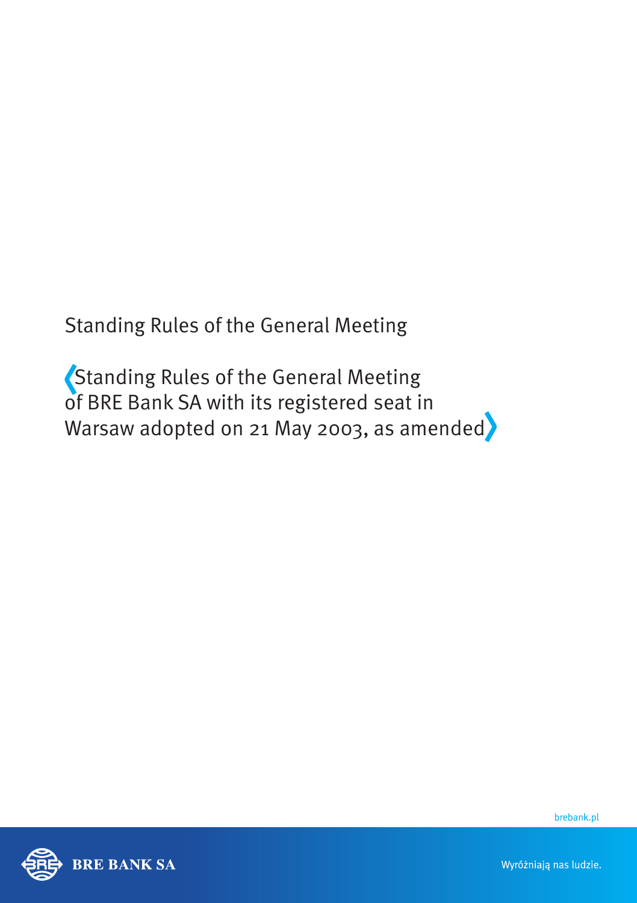Standing Rules of the General Meeting

# Standing Rules of the General Meeting of BRE Bank SA with its registered seat in Warsaw adopted on 21 May 2003, as amended

brebank.pl

BRE BANK SA

Wyróżniają nas ludzie.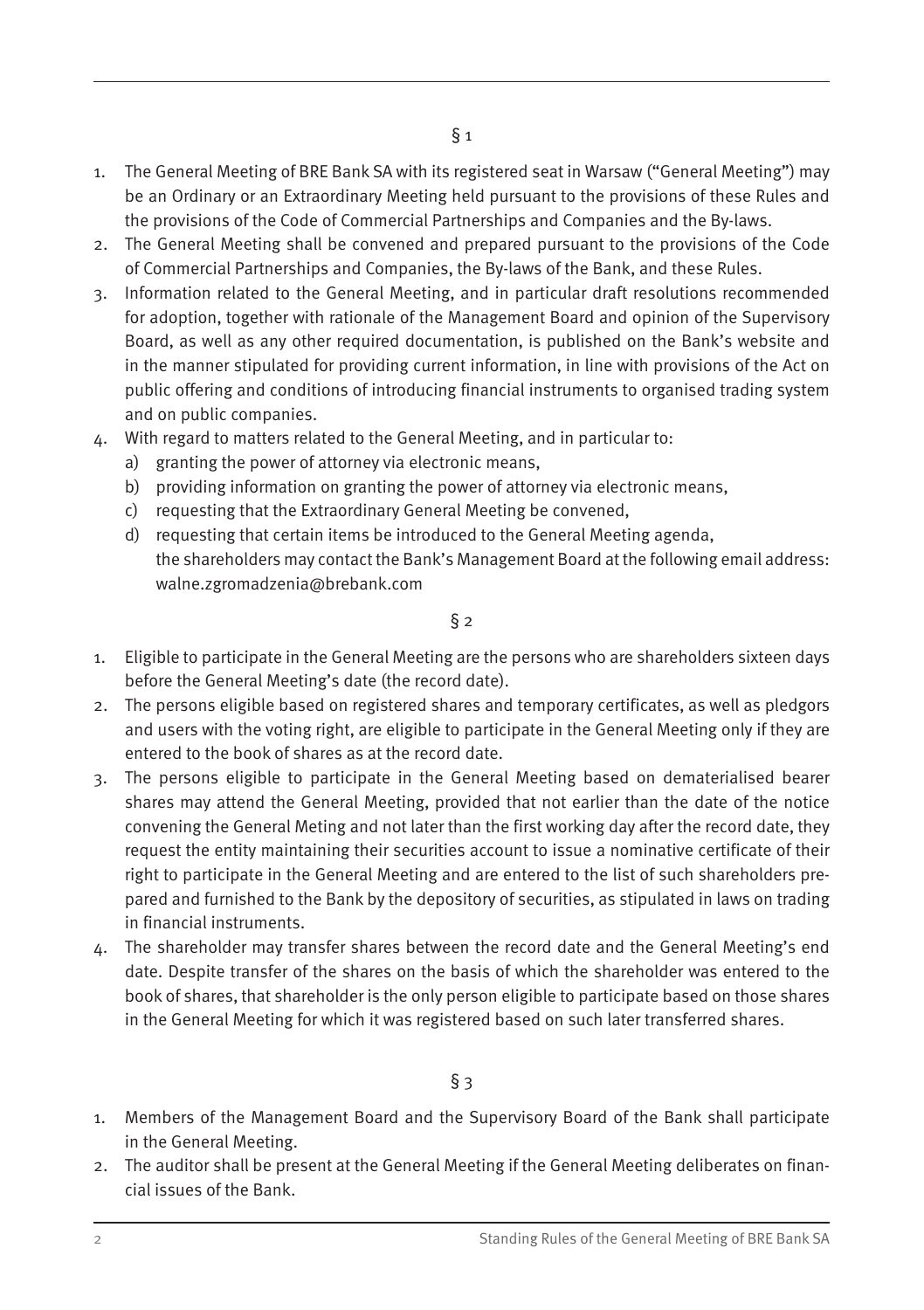§ 1

1. The General Meeting of BRE Bank SA with its registered seat in Warsaw ("General Meeting") may be an Ordinary or an Extraordinary Meeting held pursuant to the provisions of these Rules and the provisions of the Code of Commercial Partnerships and Companies and the By-laws.
2. The General Meeting shall be convened and prepared pursuant to the provisions of the Code of Commercial Partnerships and Companies, the By-laws of the Bank, and these Rules.
3. Information related to the General Meeting, and in particular draft resolutions recommended for adoption, together with rationale of the Management Board and opinion of the Supervisory Board, as well as any other required documentation, is published on the Bank's website and in the manner stipulated for providing current information, in line with provisions of the Act on public offering and conditions of introducing financial instruments to organised trading system and on public companies.
4. With regard to matters related to the General Meeting, and in particular to:
   a) granting the power of attorney via electronic means,
   b) providing information on granting the power of attorney via electronic means,
   c) requesting that the Extraordinary General Meeting be convened,
   d) requesting that certain items be introduced to the General Meeting agenda,

   the shareholders may contact the Bank's Management Board at the following email address: walne.zgromadzenia@brebank.com

§ 2

1. Eligible to participate in the General Meeting are the persons who are shareholders sixteen days before the General Meeting's date (the record date).
2. The persons eligible based on registered shares and temporary certificates, as well as pledgors and users with the voting right, are eligible to participate in the General Meeting only if they are entered to the book of shares as at the record date.
3. The persons eligible to participate in the General Meeting based on dematerialised bearer shares may attend the General Meeting, provided that not earlier than the date of the notice convening the General Meting and not later than the first working day after the record date, they request the entity maintaining their securities account to issue a nominative certificate of their right to participate in the General Meeting and are entered to the list of such shareholders prepared and furnished to the Bank by the depository of securities, as stipulated in laws on trading in financial instruments.
4. The shareholder may transfer shares between the record date and the General Meeting's end date. Despite transfer of the shares on the basis of which the shareholder was entered to the book of shares, that shareholder is the only person eligible to participate based on those shares in the General Meeting for which it was registered based on such later transferred shares.

§ 3

1. Members of the Management Board and the Supervisory Board of the Bank shall participate in the General Meeting.
2. The auditor shall be present at the General Meeting if the General Meeting deliberates on financial issues of the Bank.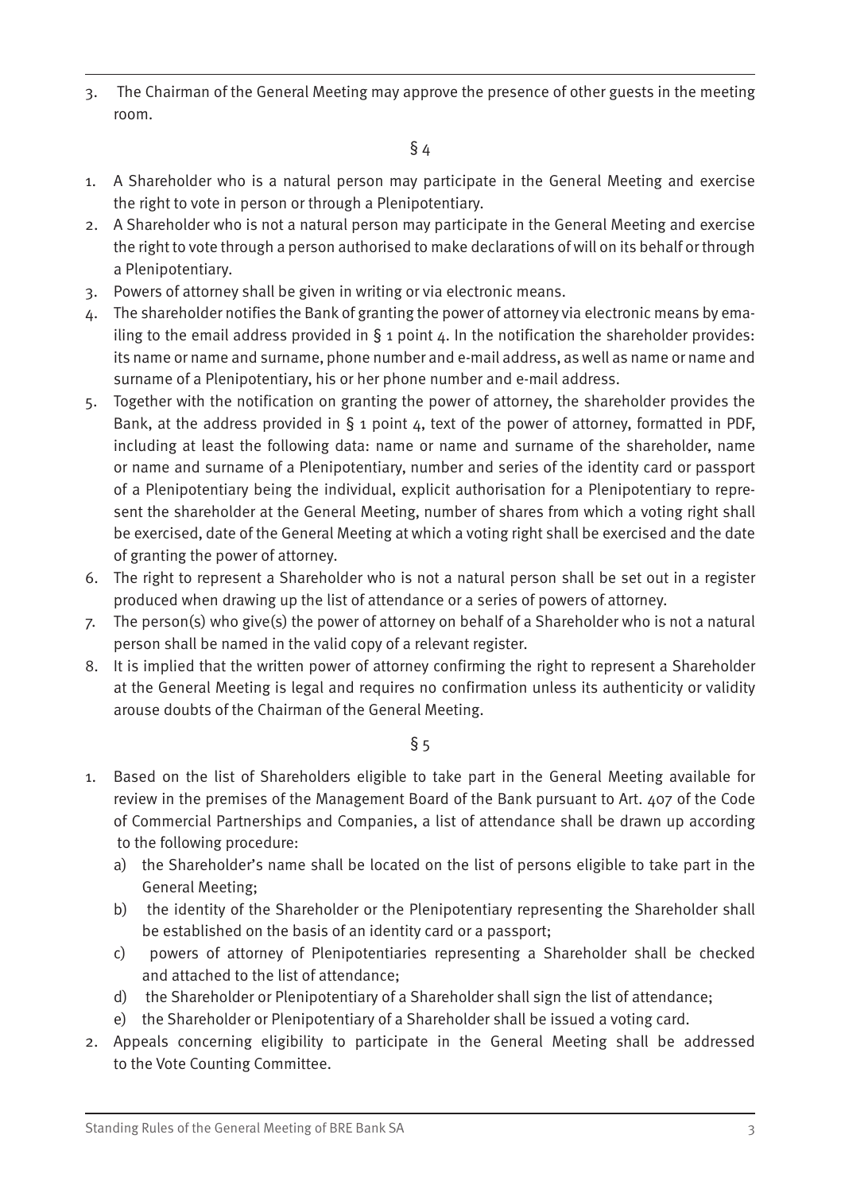3. The Chairman of the General Meeting may approve the presence of other guests in the meeting room.

§ 4

1. A Shareholder who is a natural person may participate in the General Meeting and exercise the right to vote in person or through a Plenipotentiary.
2. A Shareholder who is not a natural person may participate in the General Meeting and exercise the right to vote through a person authorised to make declarations of will on its behalf or through a Plenipotentiary.
3. Powers of attorney shall be given in writing or via electronic means.
4. The shareholder notifies the Bank of granting the power of attorney via electronic means by emailing to the email address provided in § 1 point 4. In the notification the shareholder provides: its name or name and surname, phone number and e-mail address, as well as name or name and surname of a Plenipotentiary, his or her phone number and e-mail address.
5. Together with the notification on granting the power of attorney, the shareholder provides the Bank, at the address provided in § 1 point 4, text of the power of attorney, formatted in PDF, including at least the following data: name or name and surname of the shareholder, name or name and surname of a Plenipotentiary, number and series of the identity card or passport of a Plenipotentiary being the individual, explicit authorisation for a Plenipotentiary to represent the shareholder at the General Meeting, number of shares from which a voting right shall be exercised, date of the General Meeting at which a voting right shall be exercised and the date of granting the power of attorney.
6. The right to represent a Shareholder who is not a natural person shall be set out in a register produced when drawing up the list of attendance or a series of powers of attorney.
7. The person(s) who give(s) the power of attorney on behalf of a Shareholder who is not a natural person shall be named in the valid copy of a relevant register.
8. It is implied that the written power of attorney confirming the right to represent a Shareholder at the General Meeting is legal and requires no confirmation unless its authenticity or validity arouse doubts of the Chairman of the General Meeting.

§ 5

1. Based on the list of Shareholders eligible to take part in the General Meeting available for review in the premises of the Management Board of the Bank pursuant to Art. 407 of the Code of Commercial Partnerships and Companies, a list of attendance shall be drawn up according to the following procedure:
   a) the Shareholder's name shall be located on the list of persons eligible to take part in the General Meeting;
   b) the identity of the Shareholder or the Plenipotentiary representing the Shareholder shall be established on the basis of an identity card or a passport;
   c) powers of attorney of Plenipotentiaries representing a Shareholder shall be checked and attached to the list of attendance;
   d) the Shareholder or Plenipotentiary of a Shareholder shall sign the list of attendance;
   e) the Shareholder or Plenipotentiary of a Shareholder shall be issued a voting card.
2. Appeals concerning eligibility to participate in the General Meeting shall be addressed to the Vote Counting Committee.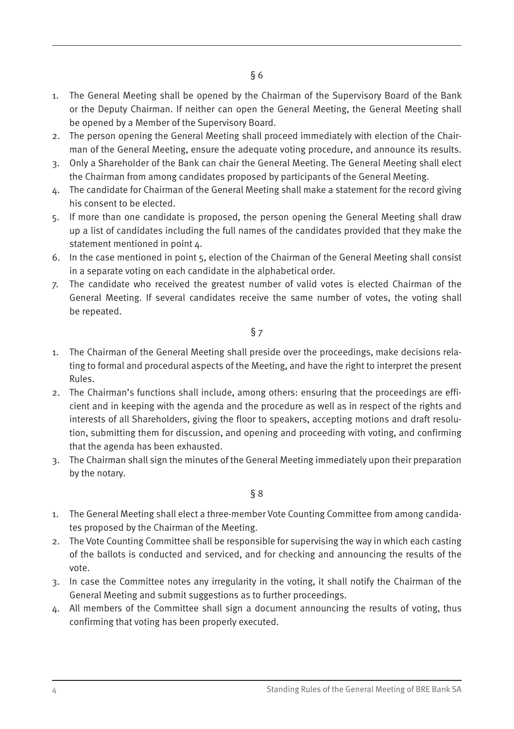§ 6

1. The General Meeting shall be opened by the Chairman of the Supervisory Board of the Bank or the Deputy Chairman. If neither can open the General Meeting, the General Meeting shall be opened by a Member of the Supervisory Board.
2. The person opening the General Meeting shall proceed immediately with election of the Chairman of the General Meeting, ensure the adequate voting procedure, and announce its results.
3. Only a Shareholder of the Bank can chair the General Meeting. The General Meeting shall elect the Chairman from among candidates proposed by participants of the General Meeting.
4. The candidate for Chairman of the General Meeting shall make a statement for the record giving his consent to be elected.
5. If more than one candidate is proposed, the person opening the General Meeting shall draw up a list of candidates including the full names of the candidates provided that they make the statement mentioned in point 4.
6. In the case mentioned in point 5, election of the Chairman of the General Meeting shall consist in a separate voting on each candidate in the alphabetical order.
7. The candidate who received the greatest number of valid votes is elected Chairman of the General Meeting. If several candidates receive the same number of votes, the voting shall be repeated.

§ 7

1. The Chairman of the General Meeting shall preside over the proceedings, make decisions relating to formal and procedural aspects of the Meeting, and have the right to interpret the present Rules.
2. The Chairman's functions shall include, among others: ensuring that the proceedings are efficient and in keeping with the agenda and the procedure as well as in respect of the rights and interests of all Shareholders, giving the floor to speakers, accepting motions and draft resolution, submitting them for discussion, and opening and proceeding with voting, and confirming that the agenda has been exhausted.
3. The Chairman shall sign the minutes of the General Meeting immediately upon their preparation by the notary.

§ 8

1. The General Meeting shall elect a three-member Vote Counting Committee from among candidates proposed by the Chairman of the Meeting.
2. The Vote Counting Committee shall be responsible for supervising the way in which each casting of the ballots is conducted and serviced, and for checking and announcing the results of the vote.
3. In case the Committee notes any irregularity in the voting, it shall notify the Chairman of the General Meeting and submit suggestions as to further proceedings.
4. All members of the Committee shall sign a document announcing the results of voting, thus confirming that voting has been properly executed.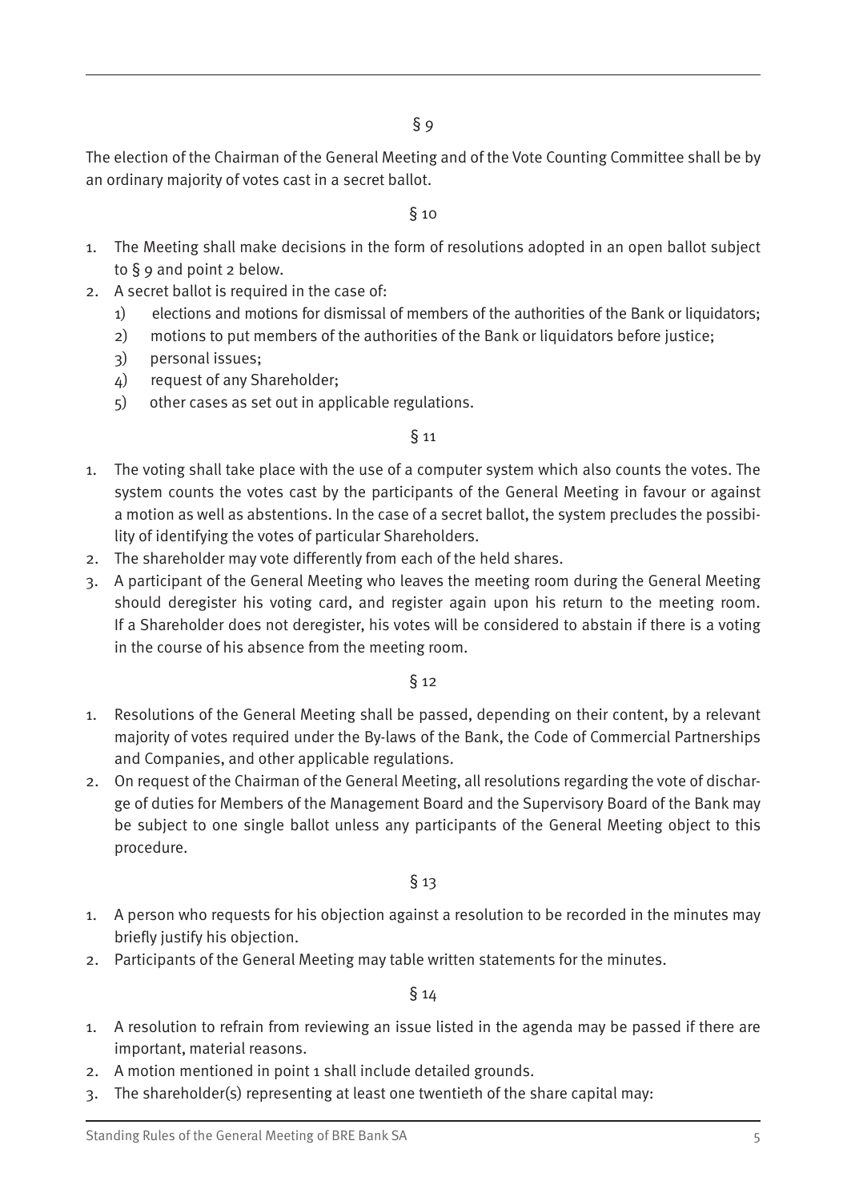§ 9

The election of the Chairman of the General Meeting and of the Vote Counting Committee shall be by an ordinary majority of votes cast in a secret ballot.

§ 10

1. The Meeting shall make decisions in the form of resolutions adopted in an open ballot subject to § 9 and point 2 below.
2. A secret ballot is required in the case of:
   1) elections and motions for dismissal of members of the authorities of the Bank or liquidators;
   2) motions to put members of the authorities of the Bank or liquidators before justice;
   3) personal issues;
   4) request of any Shareholder;
   5) other cases as set out in applicable regulations.

§ 11

1. The voting shall take place with the use of a computer system which also counts the votes. The system counts the votes cast by the participants of the General Meeting in favour or against a motion as well as abstentions. In the case of a secret ballot, the system precludes the possibility of identifying the votes of particular Shareholders.
2. The shareholder may vote differently from each of the held shares.
3. A participant of the General Meeting who leaves the meeting room during the General Meeting should deregister his voting card, and register again upon his return to the meeting room. If a Shareholder does not deregister, his votes will be considered to abstain if there is a voting in the course of his absence from the meeting room.

§ 12

1. Resolutions of the General Meeting shall be passed, depending on their content, by a relevant majority of votes required under the By-laws of the Bank, the Code of Commercial Partnerships and Companies, and other applicable regulations.
2. On request of the Chairman of the General Meeting, all resolutions regarding the vote of discharge of duties for Members of the Management Board and the Supervisory Board of the Bank may be subject to one single ballot unless any participants of the General Meeting object to this procedure.

§ 13

1. A person who requests for his objection against a resolution to be recorded in the minutes may briefly justify his objection.
2. Participants of the General Meeting may table written statements for the minutes.

§ 14

1. A resolution to refrain from reviewing an issue listed in the agenda may be passed if there are important, material reasons.
2. A motion mentioned in point 1 shall include detailed grounds.
3. The shareholder(s) representing at least one twentieth of the share capital may: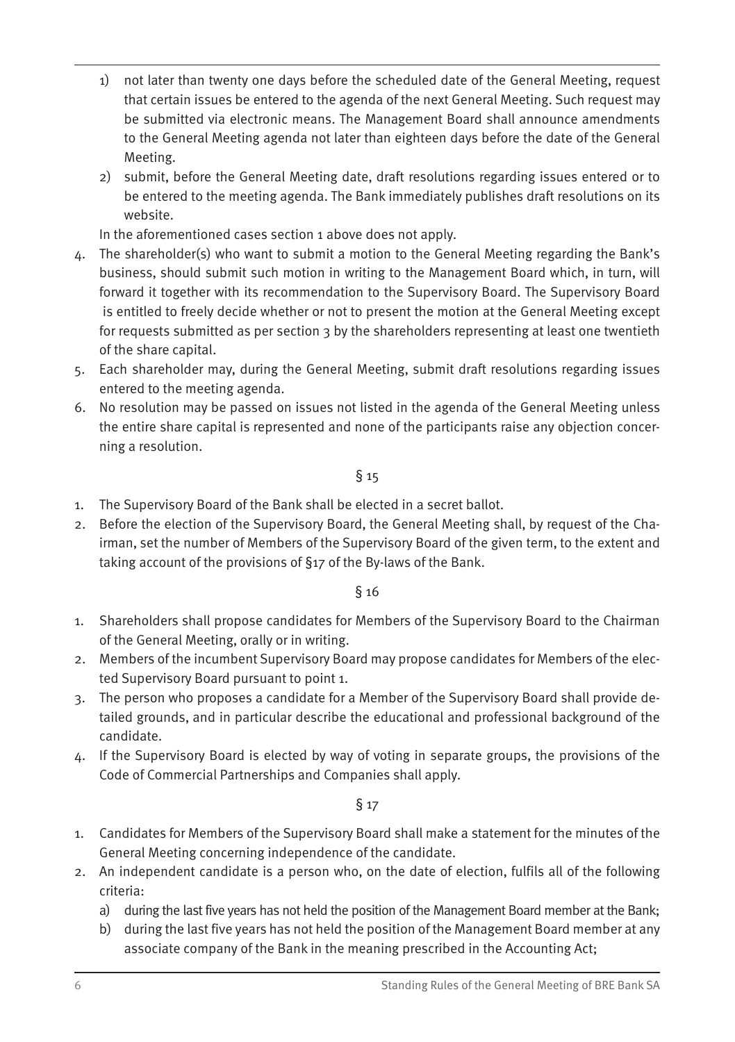1) not later than twenty one days before the scheduled date of the General Meeting, request that certain issues be entered to the agenda of the next General Meeting. Such request may be submitted via electronic means. The Management Board shall announce amendments to the General Meeting agenda not later than eighteen days before the date of the General Meeting.
2) submit, before the General Meeting date, draft resolutions regarding issues entered or to be entered to the meeting agenda. The Bank immediately publishes draft resolutions on its website.

In the aforementioned cases section 1 above does not apply.

4. The shareholder(s) who want to submit a motion to the General Meeting regarding the Bank's business, should submit such motion in writing to the Management Board which, in turn, will forward it together with its recommendation to the Supervisory Board. The Supervisory Board is entitled to freely decide whether or not to present the motion at the General Meeting except for requests submitted as per section 3 by the shareholders representing at least one twentieth of the share capital.
5. Each shareholder may, during the General Meeting, submit draft resolutions regarding issues entered to the meeting agenda.
6. No resolution may be passed on issues not listed in the agenda of the General Meeting unless the entire share capital is represented and none of the participants raise any objection concerning a resolution.

§ 15

1. The Supervisory Board of the Bank shall be elected in a secret ballot.
2. Before the election of the Supervisory Board, the General Meeting shall, by request of the Chairman, set the number of Members of the Supervisory Board of the given term, to the extent and taking account of the provisions of §17 of the By-laws of the Bank.

§ 16

1. Shareholders shall propose candidates for Members of the Supervisory Board to the Chairman of the General Meeting, orally or in writing.
2. Members of the incumbent Supervisory Board may propose candidates for Members of the elected Supervisory Board pursuant to point 1.
3. The person who proposes a candidate for a Member of the Supervisory Board shall provide detailed grounds, and in particular describe the educational and professional background of the candidate.
4. If the Supervisory Board is elected by way of voting in separate groups, the provisions of the Code of Commercial Partnerships and Companies shall apply.

§ 17

1. Candidates for Members of the Supervisory Board shall make a statement for the minutes of the General Meeting concerning independence of the candidate.
2. An independent candidate is a person who, on the date of election, fulfils all of the following criteria:
   a) during the last five years has not held the position of the Management Board member at the Bank;
   b) during the last five years has not held the position of the Management Board member at any associate company of the Bank in the meaning prescribed in the Accounting Act;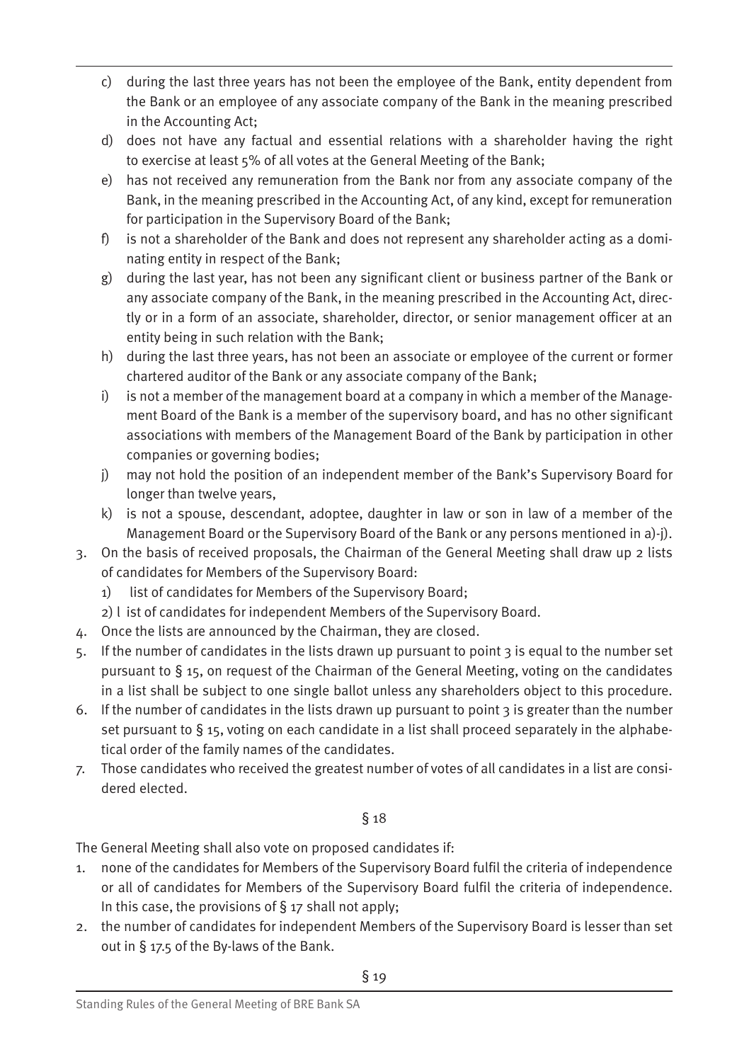c) during the last three years has not been the employee of the Bank, entity dependent from the Bank or an employee of any associate company of the Bank in the meaning prescribed in the Accounting Act;

d) does not have any factual and essential relations with a shareholder having the right to exercise at least 5% of all votes at the General Meeting of the Bank;

e) has not received any remuneration from the Bank nor from any associate company of the Bank, in the meaning prescribed in the Accounting Act, of any kind, except for remuneration for participation in the Supervisory Board of the Bank;

f) is not a shareholder of the Bank and does not represent any shareholder acting as a dominating entity in respect of the Bank;

g) during the last year, has not been any significant client or business partner of the Bank or any associate company of the Bank, in the meaning prescribed in the Accounting Act, directly or in a form of an associate, shareholder, director, or senior management officer at an entity being in such relation with the Bank;

h) during the last three years, has not been an associate or employee of the current or former chartered auditor of the Bank or any associate company of the Bank;

i) is not a member of the management board at a company in which a member of the Management Board of the Bank is a member of the supervisory board, and has no other significant associations with members of the Management Board of the Bank by participation in other companies or governing bodies;

j) may not hold the position of an independent member of the Bank's Supervisory Board for longer than twelve years,

k) is not a spouse, descendant, adoptee, daughter in law or son in law of a member of the Management Board or the Supervisory Board of the Bank or any persons mentioned in a)-j).

3. On the basis of received proposals, the Chairman of the General Meeting shall draw up 2 lists of candidates for Members of the Supervisory Board:
   1) list of candidates for Members of the Supervisory Board;
   2) list of candidates for independent Members of the Supervisory Board.
4. Once the lists are announced by the Chairman, they are closed.
5. If the number of candidates in the lists drawn up pursuant to point 3 is equal to the number set pursuant to § 15, on request of the Chairman of the General Meeting, voting on the candidates in a list shall be subject to one single ballot unless any shareholders object to this procedure.
6. If the number of candidates in the lists drawn up pursuant to point 3 is greater than the number set pursuant to § 15, voting on each candidate in a list shall proceed separately in the alphabetical order of the family names of the candidates.
7. Those candidates who received the greatest number of votes of all candidates in a list are considered elected.

§ 18

The General Meeting shall also vote on proposed candidates if:

1. none of the candidates for Members of the Supervisory Board fulfil the criteria of independence or all of candidates for Members of the Supervisory Board fulfil the criteria of independence. In this case, the provisions of § 17 shall not apply;
2. the number of candidates for independent Members of the Supervisory Board is lesser than set out in § 17.5 of the By-laws of the Bank.

§ 19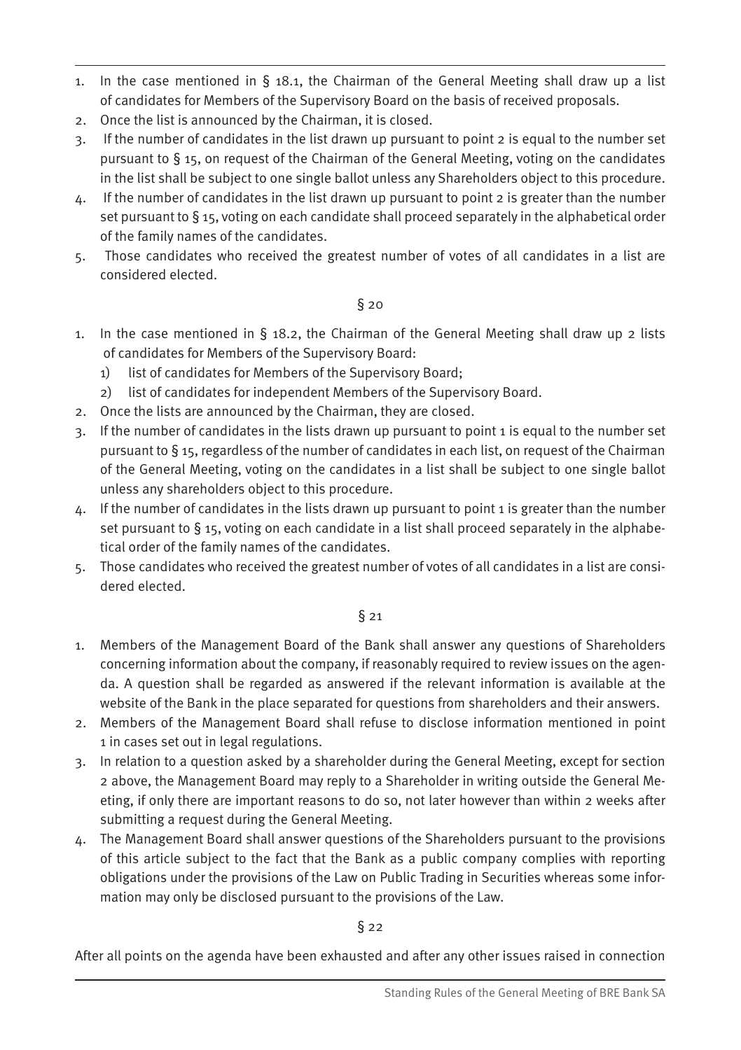1. In the case mentioned in § 18.1, the Chairman of the General Meeting shall draw up a list of candidates for Members of the Supervisory Board on the basis of received proposals.
2. Once the list is announced by the Chairman, it is closed.
3. If the number of candidates in the list drawn up pursuant to point 2 is equal to the number set pursuant to § 15, on request of the Chairman of the General Meeting, voting on the candidates in the list shall be subject to one single ballot unless any Shareholders object to this procedure.
4. If the number of candidates in the list drawn up pursuant to point 2 is greater than the number set pursuant to § 15, voting on each candidate shall proceed separately in the alphabetical order of the family names of the candidates.
5. Those candidates who received the greatest number of votes of all candidates in a list are considered elected.

§ 20

1. In the case mentioned in § 18.2, the Chairman of the General Meeting shall draw up 2 lists of candidates for Members of the Supervisory Board:
   1) list of candidates for Members of the Supervisory Board;
   2) list of candidates for independent Members of the Supervisory Board.
2. Once the lists are announced by the Chairman, they are closed.
3. If the number of candidates in the lists drawn up pursuant to point 1 is equal to the number set pursuant to § 15, regardless of the number of candidates in each list, on request of the Chairman of the General Meeting, voting on the candidates in a list shall be subject to one single ballot unless any shareholders object to this procedure.
4. If the number of candidates in the lists drawn up pursuant to point 1 is greater than the number set pursuant to § 15, voting on each candidate in a list shall proceed separately in the alphabetical order of the family names of the candidates.
5. Those candidates who received the greatest number of votes of all candidates in a list are considered elected.

§ 21

1. Members of the Management Board of the Bank shall answer any questions of Shareholders concerning information about the company, if reasonably required to review issues on the agenda. A question shall be regarded as answered if the relevant information is available at the website of the Bank in the place separated for questions from shareholders and their answers.
2. Members of the Management Board shall refuse to disclose information mentioned in point 1 in cases set out in legal regulations.
3. In relation to a question asked by a shareholder during the General Meeting, except for section 2 above, the Management Board may reply to a Shareholder in writing outside the General Meeting, if only there are important reasons to do so, not later however than within 2 weeks after submitting a request during the General Meeting.
4. The Management Board shall answer questions of the Shareholders pursuant to the provisions of this article subject to the fact that the Bank as a public company complies with reporting obligations under the provisions of the Law on Public Trading in Securities whereas some information may only be disclosed pursuant to the provisions of the Law.

§ 22

After all points on the agenda have been exhausted and after any other issues raised in connection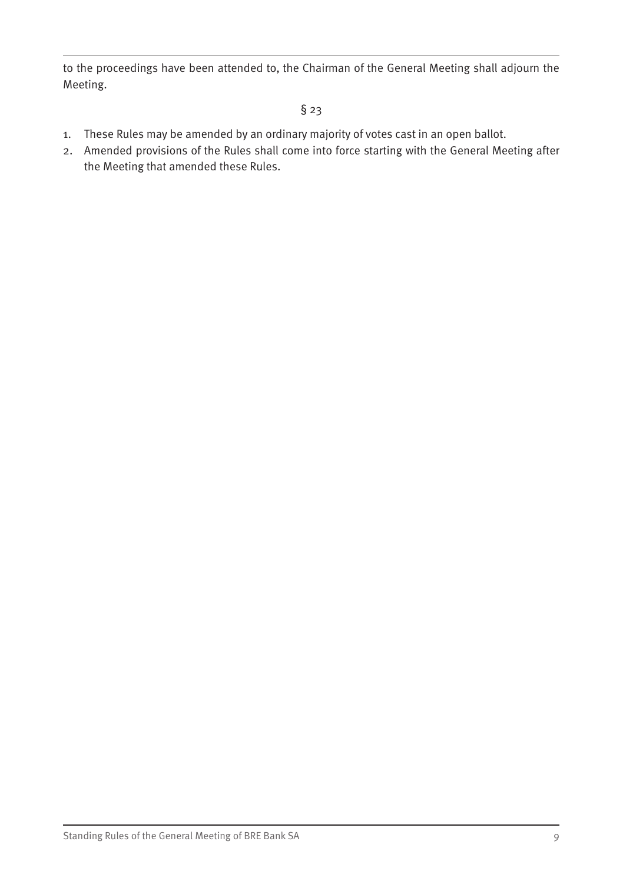to the proceedings have been attended to, the Chairman of the General Meeting shall adjourn the Meeting.

§ 23

1. These Rules may be amended by an ordinary majority of votes cast in an open ballot.
2. Amended provisions of the Rules shall come into force starting with the General Meeting after the Meeting that amended these Rules.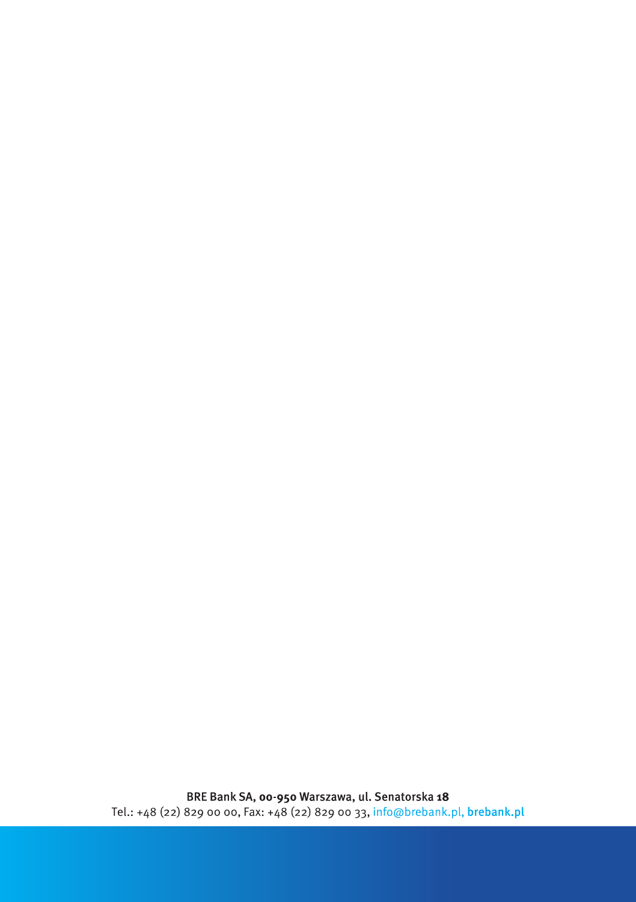**BRE Bank SA, 00-950 Warszawa, ul. Senatorska 18**
Tel.: +48 (22) 829 00 00, Fax: +48 (22) 829 00 33, info@brebank.pl, **brebank.pl**